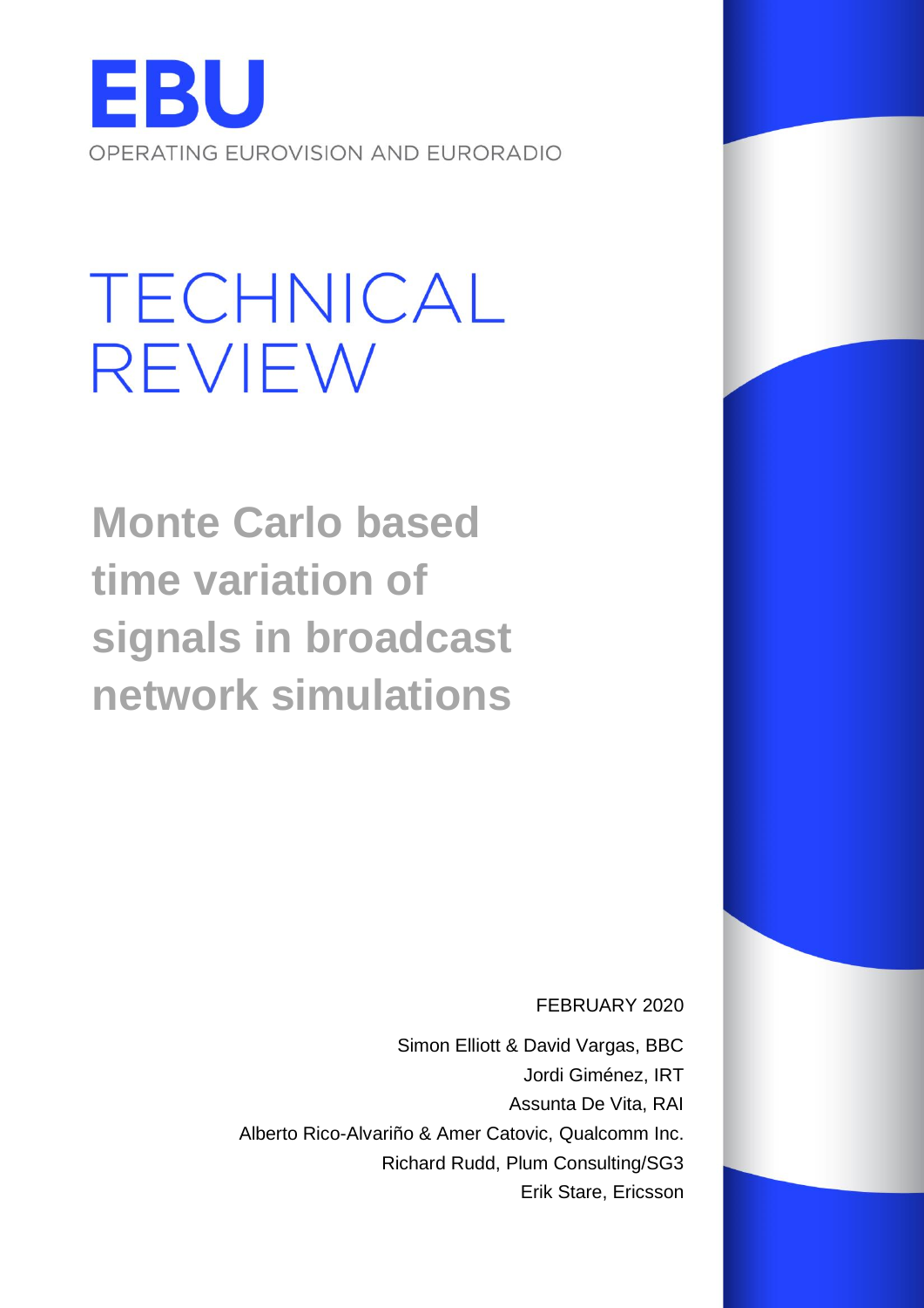EBU

OPERATING EUROVISION AND EURORADIO

# TECHNICAL REVIEW

## Monte Carlo based time variation of signals in broadcast network simulations

FEBRUARY 2020

Simon Elliott & David Vargas, BBC

Jordi Giménez, IRT

Assunta De Vita, RAI

Alberto Rico-Alvariño & Amer Catovic, Qualcomm Inc.

Richard Rudd, Plum Consulting/SG3

Erik Stare, Ericsson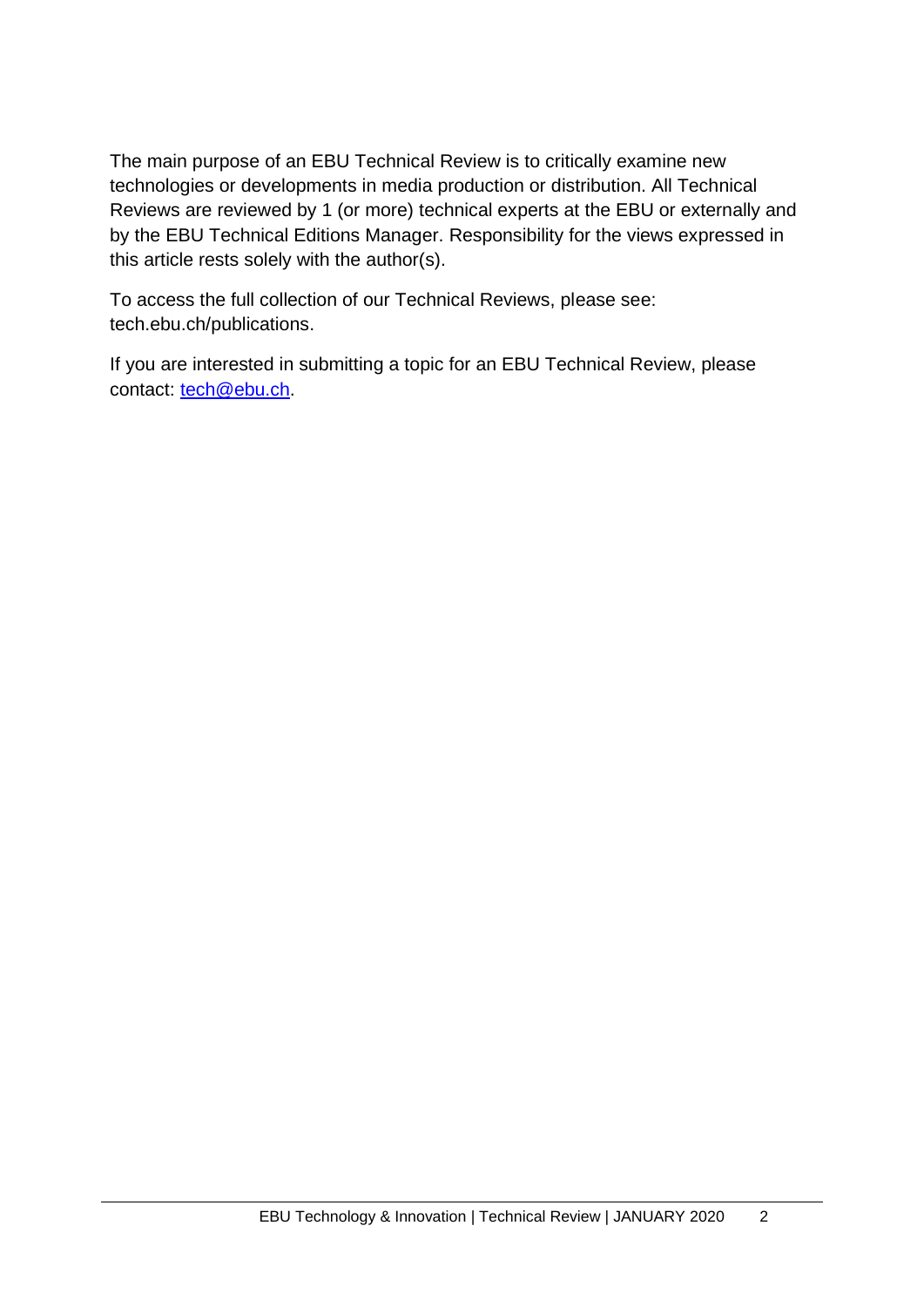The main purpose of an EBU Technical Review is to critically examine new technologies or developments in media production or distribution. All Technical Reviews are reviewed by 1 (or more) technical experts at the EBU or externally and by the EBU Technical Editions Manager. Responsibility for the views expressed in this article rests solely with the author(s).

To access the full collection of our Technical Reviews, please see: tech.ebu.ch/publications.

If you are interested in submitting a topic for an EBU Technical Review, please contact: tech@ebu.ch.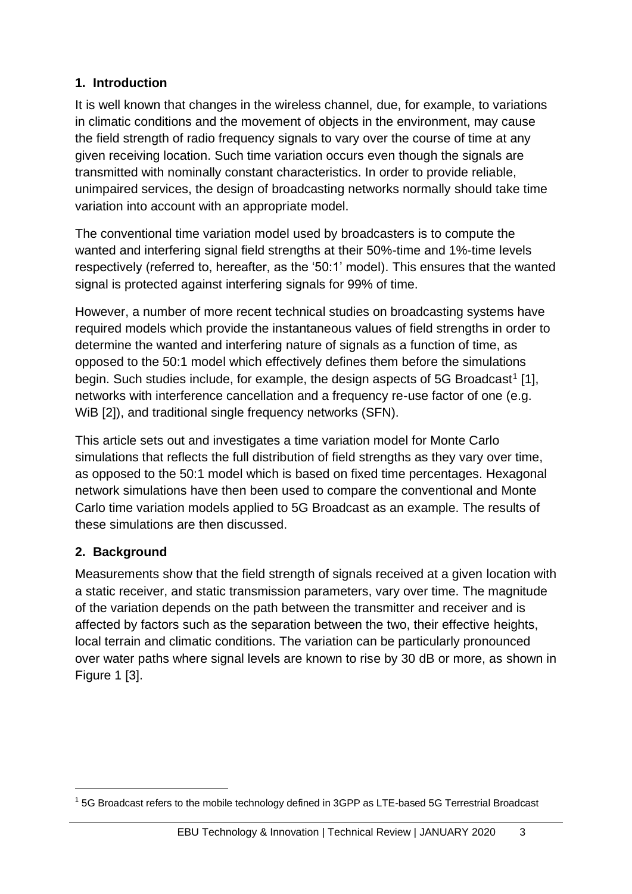## 1. Introduction

It is well known that changes in the wireless channel, due, for example, to variations in climatic conditions and the movement of objects in the environment, may cause the field strength of radio frequency signals to vary over the course of time at any given receiving location. Such time variation occurs even though the signals are transmitted with nominally constant characteristics. In order to provide reliable, unimpaired services, the design of broadcasting networks normally should take time variation into account with an appropriate model.

The conventional time variation model used by broadcasters is to compute the wanted and interfering signal field strengths at their 50%-time and 1%-time levels respectively (referred to, hereafter, as the '50:1' model). This ensures that the wanted signal is protected against interfering signals for 99% of time.

However, a number of more recent technical studies on broadcasting systems have required models which provide the instantaneous values of field strengths in order to determine the wanted and interfering nature of signals as a function of time, as opposed to the 50:1 model which effectively defines them before the simulations begin. Such studies include, for example, the design aspects of 5G Broadcast[1] [1], networks with interference cancellation and a frequency re-use factor of one (e.g. WiB [2]), and traditional single frequency networks (SFN).

This article sets out and investigates a time variation model for Monte Carlo simulations that reflects the full distribution of field strengths as they vary over time, as opposed to the 50:1 model which is based on fixed time percentages. Hexagonal network simulations have then been used to compare the conventional and Monte Carlo time variation models applied to 5G Broadcast as an example. The results of these simulations are then discussed.

## 2. Background

Measurements show that the field strength of signals received at a given location with a static receiver, and static transmission parameters, vary over time. The magnitude of the variation depends on the path between the transmitter and receiver and is affected by factors such as the separation between the two, their effective heights, local terrain and climatic conditions. The variation can be particularly pronounced over water paths where signal levels are known to rise by 30 dB or more, as shown in Figure 1 [3].

[1] 5G Broadcast refers to the mobile technology defined in 3GPP as LTE-based 5G Terrestrial Broadcast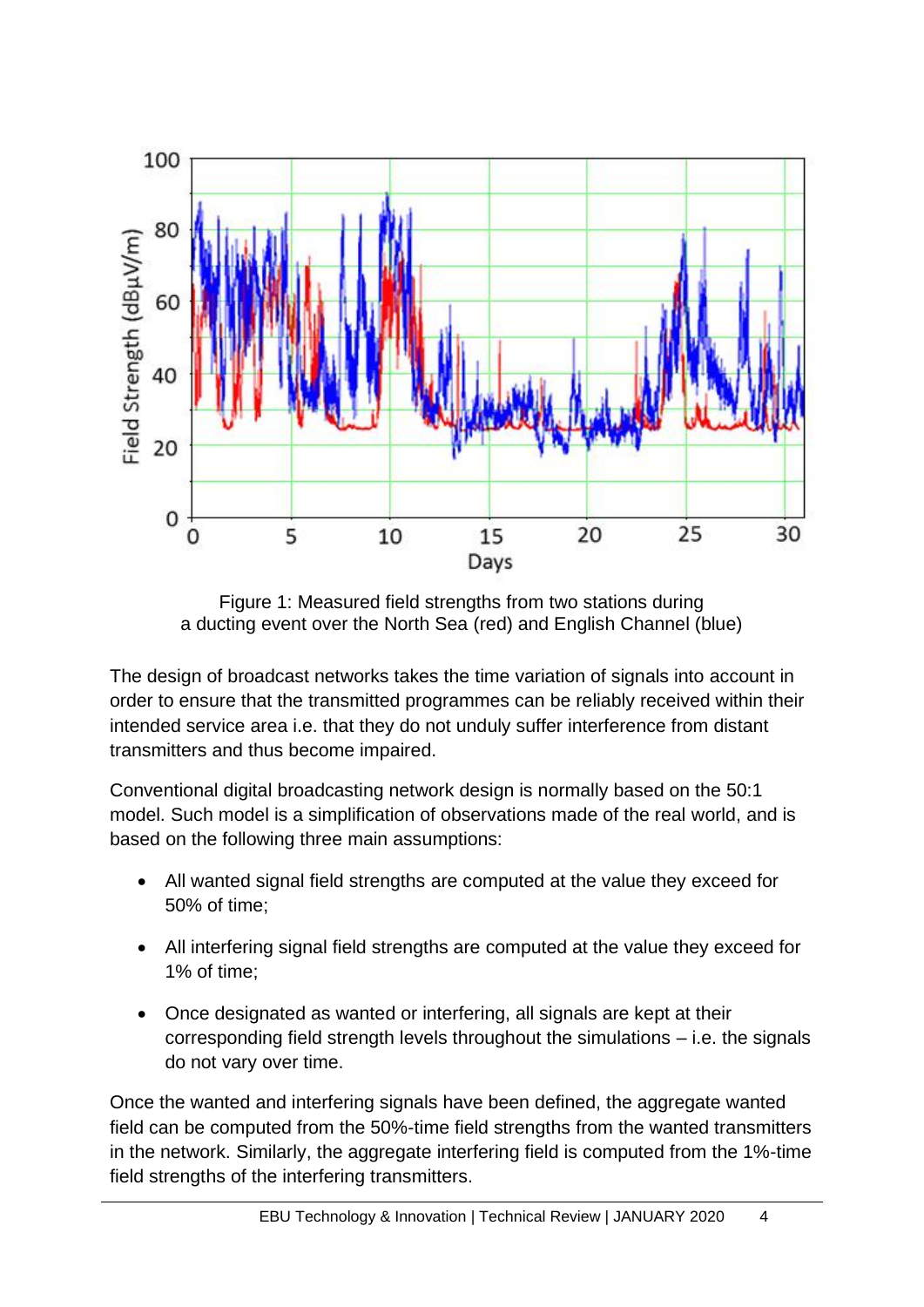Figure 1: Measured field strengths from two stations during a ducting event over the North Sea (red) and English Channel (blue)

The design of broadcast networks takes the time variation of signals into account in order to ensure that the transmitted programmes can be reliably received within their intended service area i.e. that they do not unduly suffer interference from distant transmitters and thus become impaired.

Conventional digital broadcasting network design is normally based on the 50:1 model. Such model is a simplification of observations made of the real world, and is based on the following three main assumptions:

- All wanted signal field strengths are computed at the value they exceed for 50% of time;
- All interfering signal field strengths are computed at the value they exceed for 1% of time;
- Once designated as wanted or interfering, all signals are kept at their corresponding field strength levels throughout the simulations – i.e. the signals do not vary over time.

Once the wanted and interfering signals have been defined, the aggregate wanted field can be computed from the 50%-time field strengths from the wanted transmitters in the network. Similarly, the aggregate interfering field is computed from the 1%-time field strengths of the interfering transmitters.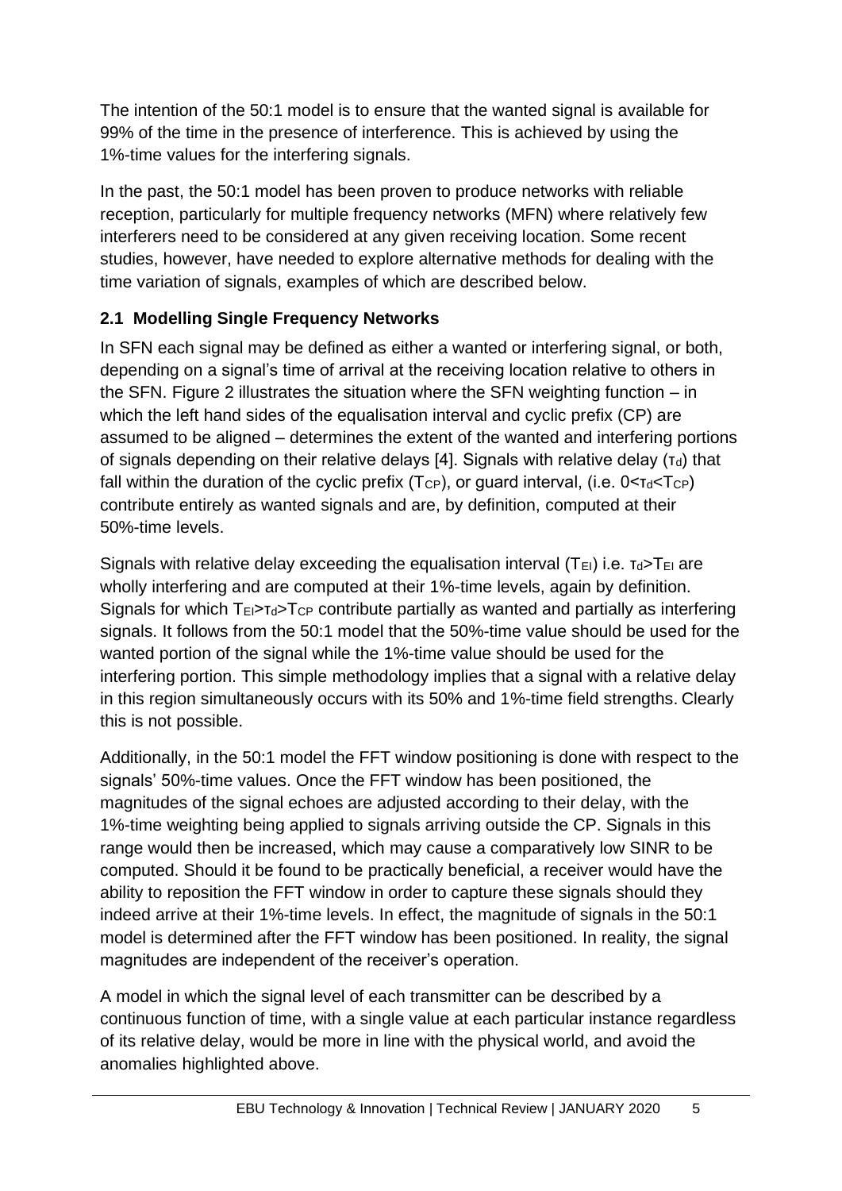The intention of the 50:1 model is to ensure that the wanted signal is available for 99% of the time in the presence of interference. This is achieved by using the 1%-time values for the interfering signals.

In the past, the 50:1 model has been proven to produce networks with reliable reception, particularly for multiple frequency networks (MFN) where relatively few interferers need to be considered at any given receiving location. Some recent studies, however, have needed to explore alternative methods for dealing with the time variation of signals, examples of which are described below.

## 2.1 Modelling Single Frequency Networks

In SFN each signal may be defined as either a wanted or interfering signal, or both, depending on a signal's time of arrival at the receiving location relative to others in the SFN. Figure 2 illustrates the situation where the SFN weighting function – in which the left hand sides of the equalisation interval and cyclic prefix (CP) are assumed to be aligned – determines the extent of the wanted and interfering portions of signals depending on their relative delays [4]. Signals with relative delay ($\tau_d$) that fall within the duration of the cyclic prefix ($T_{CP}$), or guard interval, (i.e. $0<\tau_d<T_{CP}$) contribute entirely as wanted signals and are, by definition, computed at their 50%-time levels.

Signals with relative delay exceeding the equalisation interval ($T_{EI}$) i.e. $\tau_d>T_{EI}$ are wholly interfering and are computed at their 1%-time levels, again by definition. Signals for which $T_{EI}>\tau_d>T_{CP}$ contribute partially as wanted and partially as interfering signals. It follows from the 50:1 model that the 50%-time value should be used for the wanted portion of the signal while the 1%-time value should be used for the interfering portion. This simple methodology implies that a signal with a relative delay in this region simultaneously occurs with its 50% and 1%-time field strengths. Clearly this is not possible.

Additionally, in the 50:1 model the FFT window positioning is done with respect to the signals' 50%-time values. Once the FFT window has been positioned, the magnitudes of the signal echoes are adjusted according to their delay, with the 1%-time weighting being applied to signals arriving outside the CP. Signals in this range would then be increased, which may cause a comparatively low SINR to be computed. Should it be found to be practically beneficial, a receiver would have the ability to reposition the FFT window in order to capture these signals should they indeed arrive at their 1%-time levels. In effect, the magnitude of signals in the 50:1 model is determined after the FFT window has been positioned. In reality, the signal magnitudes are independent of the receiver's operation.

A model in which the signal level of each transmitter can be described by a continuous function of time, with a single value at each particular instance regardless of its relative delay, would be more in line with the physical world, and avoid the anomalies highlighted above.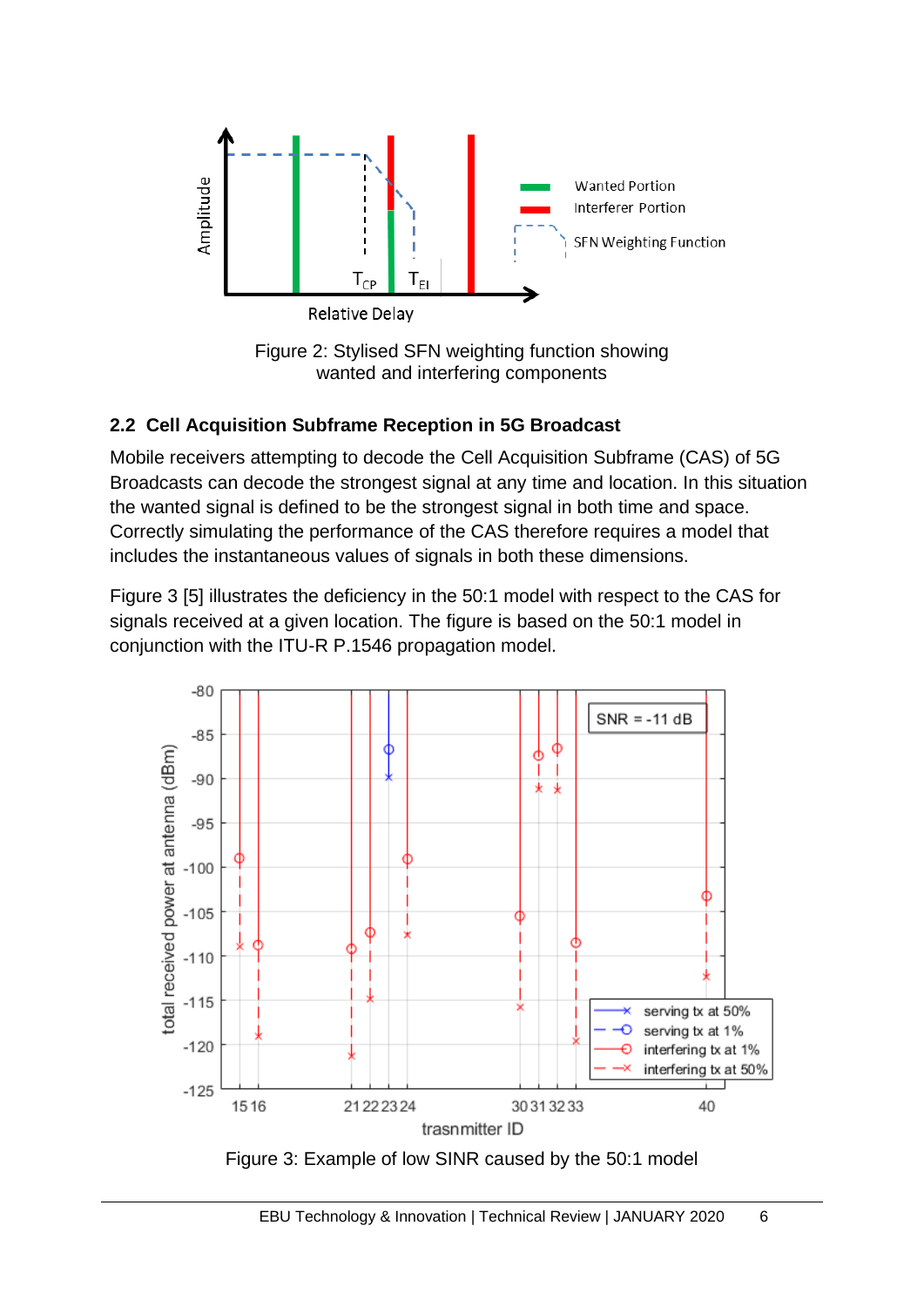Figure 2: Stylised SFN weighting function showing wanted and interfering components

### 2.2 Cell Acquisition Subframe Reception in 5G Broadcast

Mobile receivers attempting to decode the Cell Acquisition Subframe (CAS) of 5G Broadcasts can decode the strongest signal at any time and location. In this situation the wanted signal is defined to be the strongest signal in both time and space. Correctly simulating the performance of the CAS therefore requires a model that includes the instantaneous values of signals in both these dimensions.

Figure 3 [5] illustrates the deficiency in the 50:1 model with respect to the CAS for signals received at a given location. The figure is based on the 50:1 model in conjunction with the ITU-R P.1546 propagation model.

Figure 3: Example of low SINR caused by the 50:1 model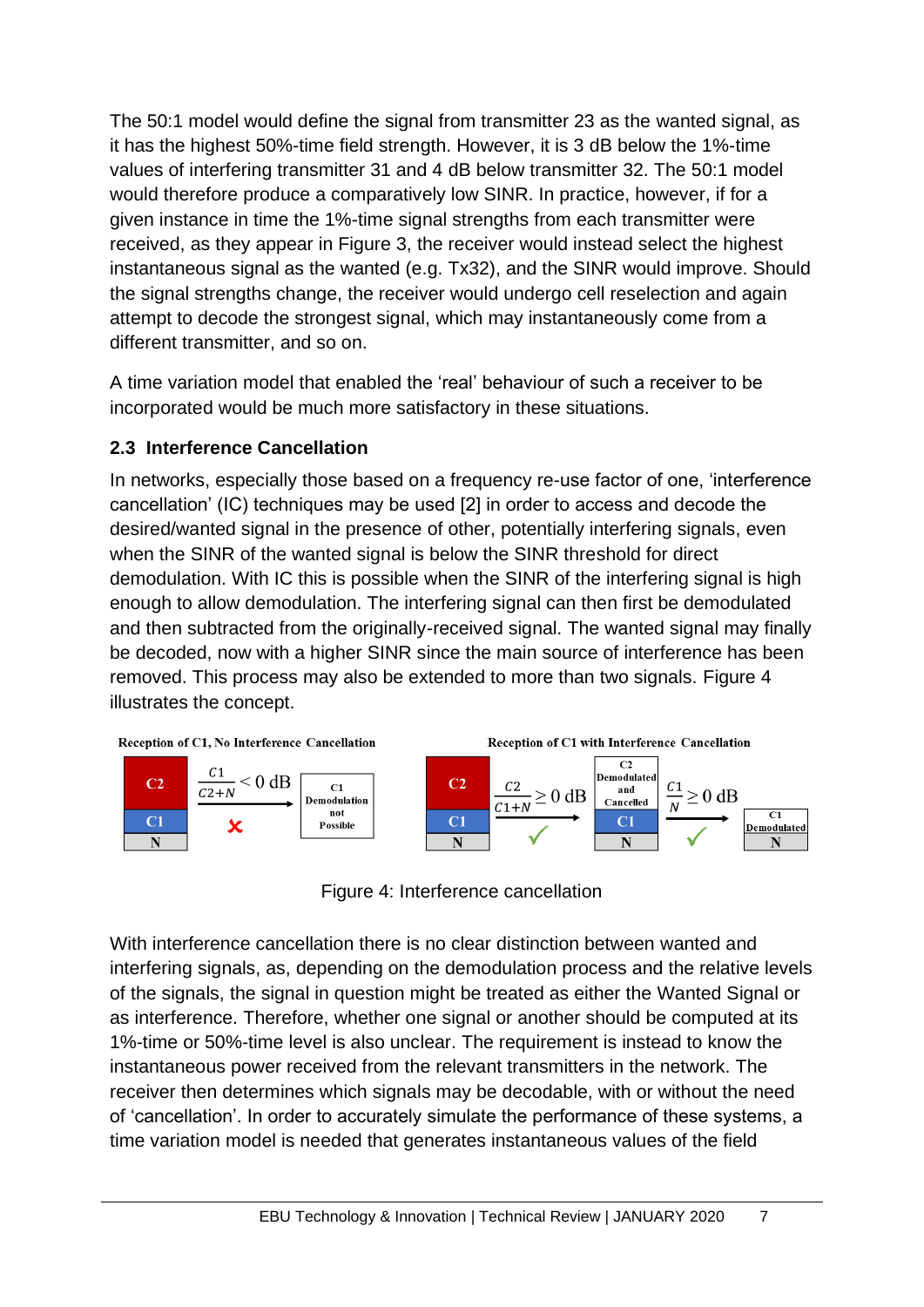The 50:1 model would define the signal from transmitter 23 as the wanted signal, as it has the highest 50%-time field strength. However, it is 3 dB below the 1%-time values of interfering transmitter 31 and 4 dB below transmitter 32. The 50:1 model would therefore produce a comparatively low SINR. In practice, however, if for a given instance in time the 1%-time signal strengths from each transmitter were received, as they appear in Figure 3, the receiver would instead select the highest instantaneous signal as the wanted (e.g. Tx32), and the SINR would improve. Should the signal strengths change, the receiver would undergo cell reselection and again attempt to decode the strongest signal, which may instantaneously come from a different transmitter, and so on.

A time variation model that enabled the 'real' behaviour of such a receiver to be incorporated would be much more satisfactory in these situations.

### 2.3 Interference Cancellation

In networks, especially those based on a frequency re-use factor of one, 'interference cancellation' (IC) techniques may be used [2] in order to access and decode the desired/wanted signal in the presence of other, potentially interfering signals, even when the SINR of the wanted signal is below the SINR threshold for direct demodulation. With IC this is possible when the SINR of the interfering signal is high enough to allow demodulation. The interfering signal can then first be demodulated and then subtracted from the originally-received signal. The wanted signal may finally be decoded, now with a higher SINR since the main source of interference has been removed. This process may also be extended to more than two signals. Figure 4 illustrates the concept.

**Reception of C1, No Interference Cancellation**: C2 / C1 / N — $\frac{C1}{C2+N} < 0$ dB ✗ → C1 Demodulation not Possible

**Reception of C1 with Interference Cancellation**: C2 / C1 / N — $\frac{C2}{C1+N} \geq 0$ dB ✓ → C2 Demodulated and Cancelled / C1 / N — $\frac{C1}{N} \geq 0$ dB ✓ → C1 Demodulated / N

Figure 4: Interference cancellation

With interference cancellation there is no clear distinction between wanted and interfering signals, as, depending on the demodulation process and the relative levels of the signals, the signal in question might be treated as either the Wanted Signal or as interference. Therefore, whether one signal or another should be computed at its 1%-time or 50%-time level is also unclear. The requirement is instead to know the instantaneous power received from the relevant transmitters in the network. The receiver then determines which signals may be decodable, with or without the need of 'cancellation'. In order to accurately simulate the performance of these systems, a time variation model is needed that generates instantaneous values of the field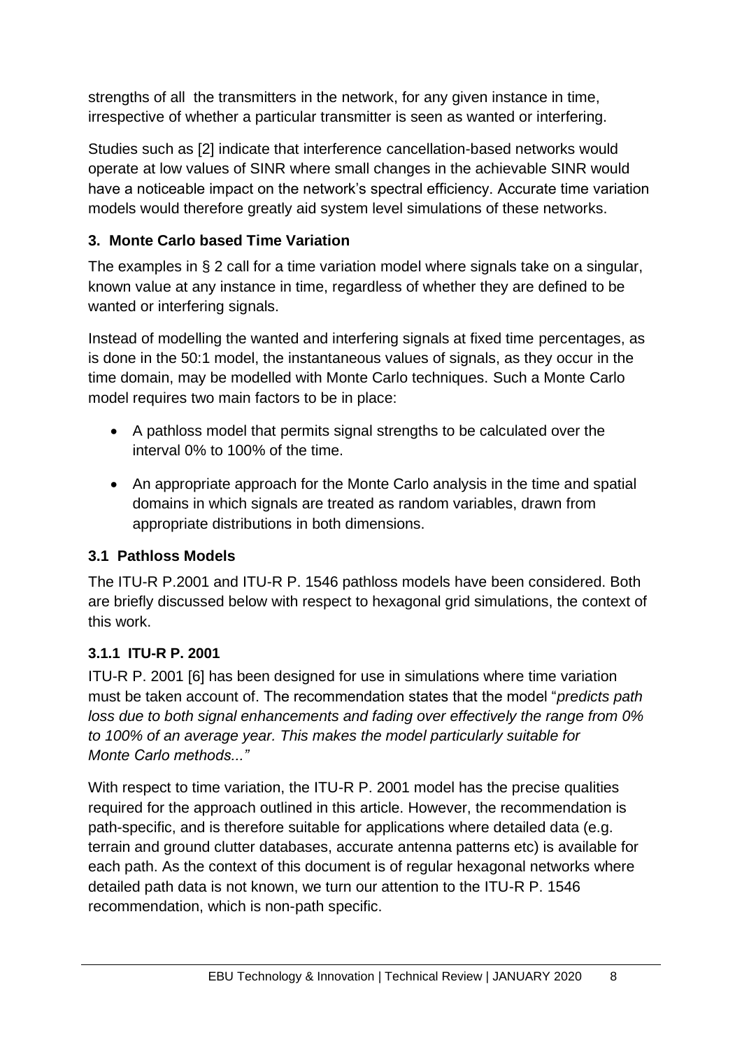strengths of all the transmitters in the network, for any given instance in time, irrespective of whether a particular transmitter is seen as wanted or interfering.

Studies such as [2] indicate that interference cancellation-based networks would operate at low values of SINR where small changes in the achievable SINR would have a noticeable impact on the network's spectral efficiency. Accurate time variation models would therefore greatly aid system level simulations of these networks.

## 3. Monte Carlo based Time Variation

The examples in § 2 call for a time variation model where signals take on a singular, known value at any instance in time, regardless of whether they are defined to be wanted or interfering signals.

Instead of modelling the wanted and interfering signals at fixed time percentages, as is done in the 50:1 model, the instantaneous values of signals, as they occur in the time domain, may be modelled with Monte Carlo techniques. Such a Monte Carlo model requires two main factors to be in place:

- A pathloss model that permits signal strengths to be calculated over the interval 0% to 100% of the time.
- An appropriate approach for the Monte Carlo analysis in the time and spatial domains in which signals are treated as random variables, drawn from appropriate distributions in both dimensions.

### 3.1 Pathloss Models

The ITU-R P.2001 and ITU-R P. 1546 pathloss models have been considered. Both are briefly discussed below with respect to hexagonal grid simulations, the context of this work.

#### 3.1.1 ITU-R P. 2001

ITU-R P. 2001 [6] has been designed for use in simulations where time variation must be taken account of. The recommendation states that the model "*predicts path loss due to both signal enhancements and fading over effectively the range from 0% to 100% of an average year. This makes the model particularly suitable for Monte Carlo methods...*"

With respect to time variation, the ITU-R P. 2001 model has the precise qualities required for the approach outlined in this article. However, the recommendation is path-specific, and is therefore suitable for applications where detailed data (e.g. terrain and ground clutter databases, accurate antenna patterns etc) is available for each path. As the context of this document is of regular hexagonal networks where detailed path data is not known, we turn our attention to the ITU-R P. 1546 recommendation, which is non-path specific.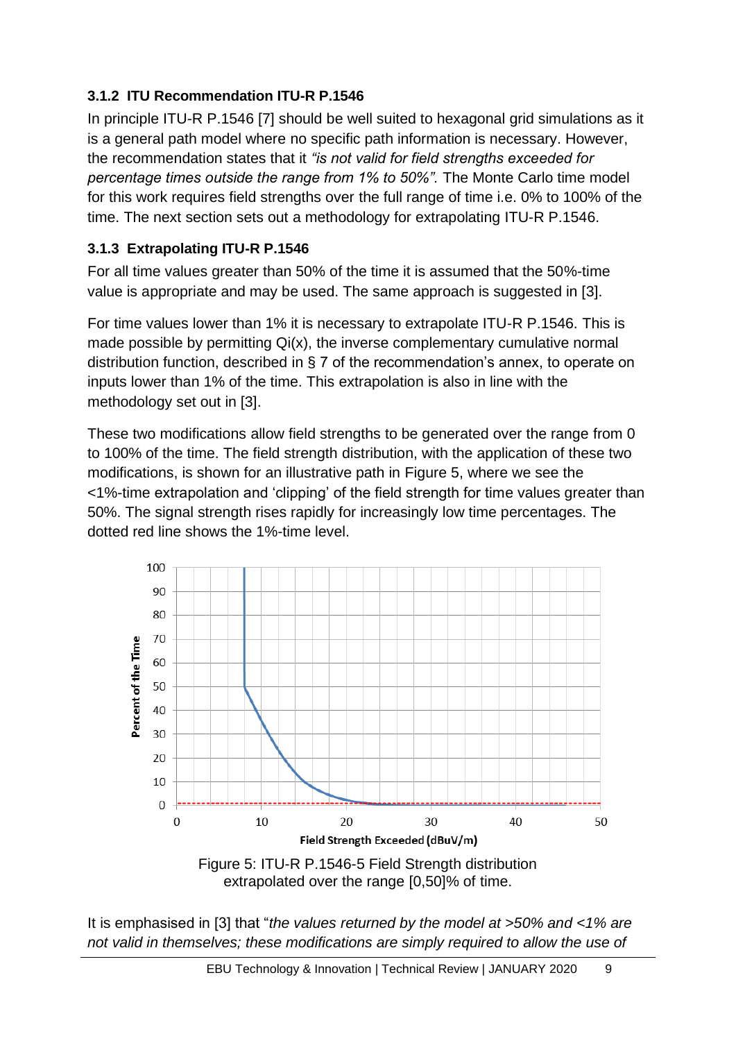### 3.1.2 ITU Recommendation ITU-R P.1546

In principle ITU-R P.1546 [7] should be well suited to hexagonal grid simulations as it is a general path model where no specific path information is necessary. However, the recommendation states that it *"is not valid for field strengths exceeded for percentage times outside the range from 1% to 50%".* The Monte Carlo time model for this work requires field strengths over the full range of time i.e. 0% to 100% of the time. The next section sets out a methodology for extrapolating ITU-R P.1546.

### 3.1.3 Extrapolating ITU-R P.1546

For all time values greater than 50% of the time it is assumed that the 50%-time value is appropriate and may be used. The same approach is suggested in [3].

For time values lower than 1% it is necessary to extrapolate ITU-R P.1546. This is made possible by permitting Qi(x), the inverse complementary cumulative normal distribution function, described in § 7 of the recommendation's annex, to operate on inputs lower than 1% of the time. This extrapolation is also in line with the methodology set out in [3].

These two modifications allow field strengths to be generated over the range from 0 to 100% of the time. The field strength distribution, with the application of these two modifications, is shown for an illustrative path in Figure 5, where we see the <1%-time extrapolation and 'clipping' of the field strength for time values greater than 50%. The signal strength rises rapidly for increasingly low time percentages. The dotted red line shows the 1%-time level.

Figure 5: ITU-R P.1546-5 Field Strength distribution extrapolated over the range [0,50]% of time.

It is emphasised in [3] that "*the values returned by the model at >50% and <1% are not valid in themselves; these modifications are simply required to allow the use of*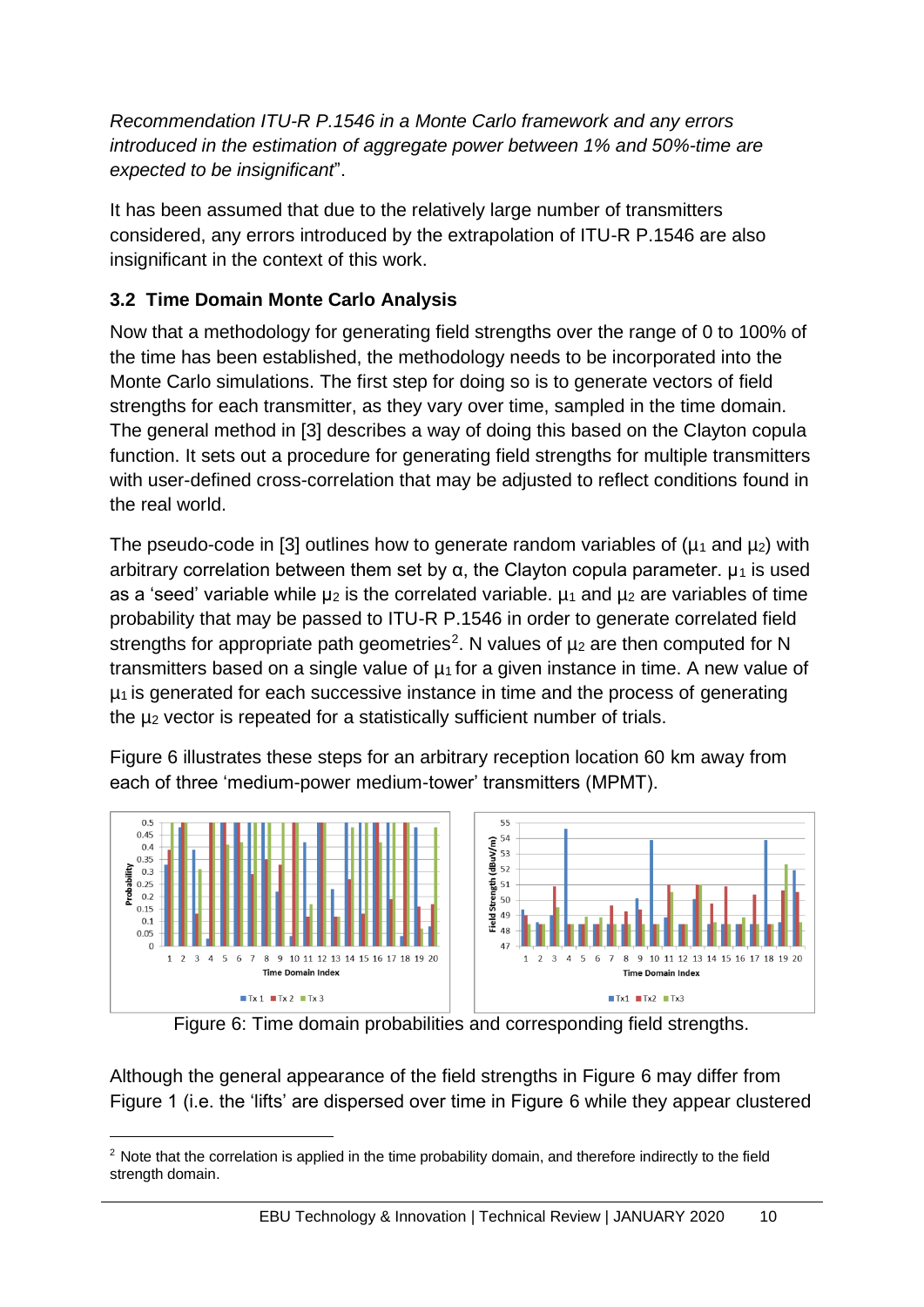*Recommendation ITU-R P.1546 in a Monte Carlo framework and any errors introduced in the estimation of aggregate power between 1% and 50%-time are expected to be insignificant*".

It has been assumed that due to the relatively large number of transmitters considered, any errors introduced by the extrapolation of ITU-R P.1546 are also insignificant in the context of this work.

### 3.2 Time Domain Monte Carlo Analysis

Now that a methodology for generating field strengths over the range of 0 to 100% of the time has been established, the methodology needs to be incorporated into the Monte Carlo simulations. The first step for doing so is to generate vectors of field strengths for each transmitter, as they vary over time, sampled in the time domain. The general method in [3] describes a way of doing this based on the Clayton copula function. It sets out a procedure for generating field strengths for multiple transmitters with user-defined cross-correlation that may be adjusted to reflect conditions found in the real world.

The pseudo-code in [3] outlines how to generate random variables of ($\mu_1$ and $\mu_2$) with arbitrary correlation between them set by $\alpha$, the Clayton copula parameter. $\mu_1$ is used as a 'seed' variable while $\mu_2$ is the correlated variable. $\mu_1$ and $\mu_2$ are variables of time probability that may be passed to ITU-R P.1546 in order to generate correlated field strengths for appropriate path geometries[2]. N values of $\mu_2$ are then computed for N transmitters based on a single value of $\mu_1$ for a given instance in time. A new value of $\mu_1$ is generated for each successive instance in time and the process of generating the $\mu_2$ vector is repeated for a statistically sufficient number of trials.

Figure 6 illustrates these steps for an arbitrary reception location 60 km away from each of three 'medium-power medium-tower' transmitters (MPMT).

Figure 6: Time domain probabilities and corresponding field strengths.

Although the general appearance of the field strengths in Figure 6 may differ from Figure 1 (i.e. the 'lifts' are dispersed over time in Figure 6 while they appear clustered

[2] Note that the correlation is applied in the time probability domain, and therefore indirectly to the field strength domain.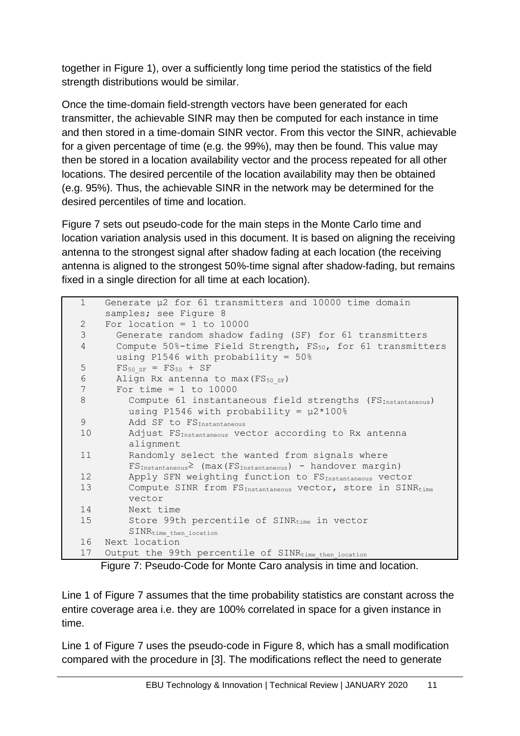together in Figure 1), over a sufficiently long time period the statistics of the field strength distributions would be similar.

Once the time-domain field-strength vectors have been generated for each transmitter, the achievable SINR may then be computed for each instance in time and then stored in a time-domain SINR vector. From this vector the SINR, achievable for a given percentage of time (e.g. the 99%), may then be found. This value may then be stored in a location availability vector and the process repeated for all other locations. The desired percentile of the location availability may then be obtained (e.g. 95%). Thus, the achievable SINR in the network may be determined for the desired percentiles of time and location.

Figure 7 sets out pseudo-code for the main steps in the Monte Carlo time and location variation analysis used in this document. It is based on aligning the receiving antenna to the strongest signal after shadow fading at each location (the receiving antenna is aligned to the strongest 50%-time signal after shadow-fading, but remains fixed in a single direction for all time at each location).

```
1    Generate µ2 for 61 transmitters and 10000 time domain
     samples; see Figure 8
2    For location = 1 to 10000
3      Generate random shadow fading (SF) for 61 transmitters
4      Compute 50%-time Field Strength, FS_50, for 61 transmitters
       using P1546 with probability = 50%
5      FS_50_SF = FS_50 + SF
6      Align Rx antenna to max(FS_50_SF)
7      For time = 1 to 10000
8        Compute 61 instantaneous field strengths (FS_Instantaneous)
         using P1546 with probability = µ2*100%
9        Add SF to FS_Instantaneous
10       Adjust FS_Instantaneous vector according to Rx antenna
         alignment
11       Randomly select the wanted from signals where
         FS_Instantaneous ≥ (max(FS_Instantaneous) - handover margin)
12       Apply SFN weighting function to FS_Instantaneous vector
13       Compute SINR from FS_Instantaneous vector, store in SINR_time
         vector
14       Next time
15       Store 99th percentile of SINR_time in vector
         SINR_time_then_location
16   Next location
17   Output the 99th percentile of SINR_time_then_location
```

Figure 7: Pseudo-Code for Monte Caro analysis in time and location.

Line 1 of Figure 7 assumes that the time probability statistics are constant across the entire coverage area i.e. they are 100% correlated in space for a given instance in time.

Line 1 of Figure 7 uses the pseudo-code in Figure 8, which has a small modification compared with the procedure in [3]. The modifications reflect the need to generate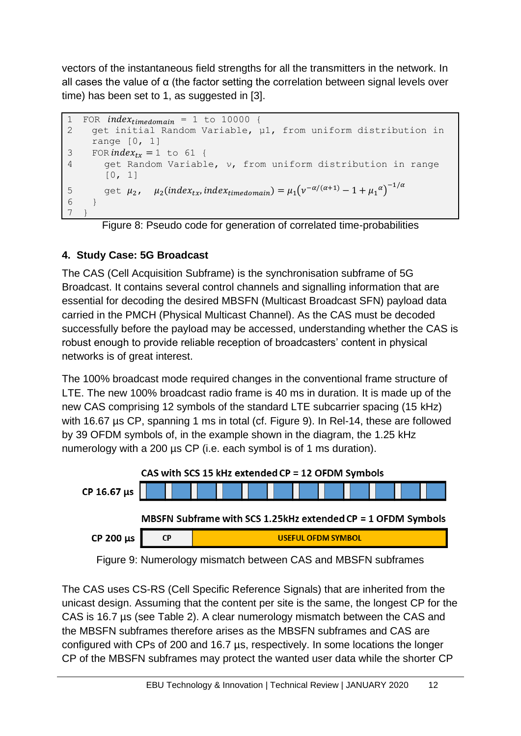vectors of the instantaneous field strengths for all the transmitters in the network. In all cases the value of α (the factor setting the correlation between signal levels over time) has been set to 1, as suggested in [3].

```
1  FOR index_timedomain = 1 to 10000 {
2    get initial Random Variable, µ1, from uniform distribution in
     range [0, 1]
3    FOR index_tx = 1 to 61 {
4      get Random Variable, ν, from uniform distribution in range
       [0, 1]
5      get µ2,  µ2(index_tx, index_timedomain) = µ1(ν^(-α/(α+1)) - 1 + µ1^α)^(-1/α)
6    }
7  }
```

$$\mu_2(index_{tx}, index_{timedomain}) = \mu_1\left(\nu^{-\alpha/(\alpha+1)} - 1 + {\mu_1}^{\alpha}\right)^{-1/\alpha}$$

Figure 8: Pseudo code for generation of correlated time-probabilities

## 4. Study Case: 5G Broadcast

The CAS (Cell Acquisition Subframe) is the synchronisation subframe of 5G Broadcast. It contains several control channels and signalling information that are essential for decoding the desired MBSFN (Multicast Broadcast SFN) payload data carried in the PMCH (Physical Multicast Channel). As the CAS must be decoded successfully before the payload may be accessed, understanding whether the CAS is robust enough to provide reliable reception of broadcasters' content in physical networks is of great interest.

The 100% broadcast mode required changes in the conventional frame structure of LTE. The new 100% broadcast radio frame is 40 ms in duration. It is made up of the new CAS comprising 12 symbols of the standard LTE subcarrier spacing (15 kHz) with 16.67 µs CP, spanning 1 ms in total (cf. Figure 9). In Rel-14, these are followed by 39 OFDM symbols of, in the example shown in the diagram, the 1.25 kHz numerology with a 200 µs CP (i.e. each symbol is of 1 ms duration).

CAS with SCS 15 kHz extended CP = 12 OFDM Symbols

CP 16.67 µs

MBSFN Subframe with SCS 1.25kHz extended CP = 1 OFDM Symbols

CP 200 µs | CP | USEFUL OFDM SYMBOL

Figure 9: Numerology mismatch between CAS and MBSFN subframes

The CAS uses CS-RS (Cell Specific Reference Signals) that are inherited from the unicast design. Assuming that the content per site is the same, the longest CP for the CAS is 16.7 µs (see Table 2). A clear numerology mismatch between the CAS and the MBSFN subframes therefore arises as the MBSFN subframes and CAS are configured with CPs of 200 and 16.7 µs, respectively. In some locations the longer CP of the MBSFN subframes may protect the wanted user data while the shorter CP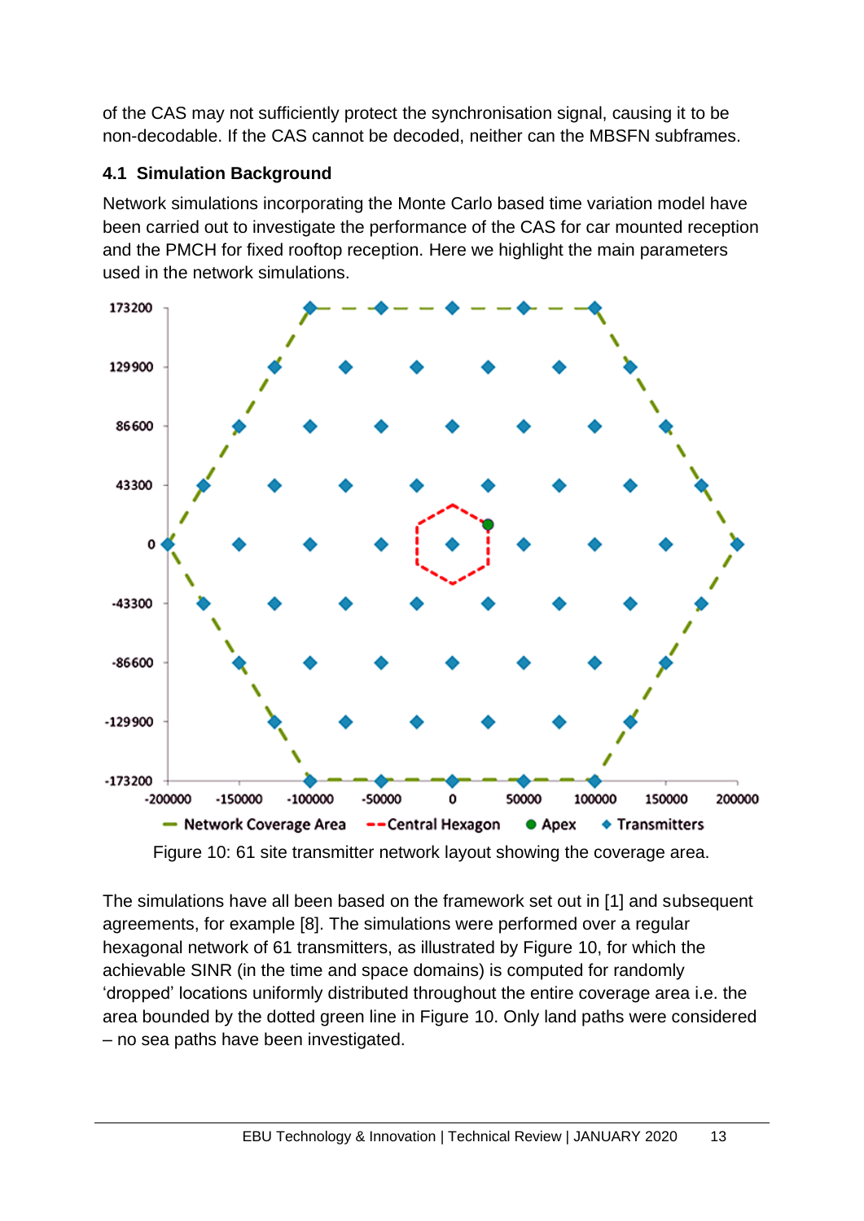of the CAS may not sufficiently protect the synchronisation signal, causing it to be non-decodable. If the CAS cannot be decoded, neither can the MBSFN subframes.

### 4.1 Simulation Background

Network simulations incorporating the Monte Carlo based time variation model have been carried out to investigate the performance of the CAS for car mounted reception and the PMCH for fixed rooftop reception. Here we highlight the main parameters used in the network simulations.

Figure 10: 61 site transmitter network layout showing the coverage area.

The simulations have all been based on the framework set out in [1] and subsequent agreements, for example [8]. The simulations were performed over a regular hexagonal network of 61 transmitters, as illustrated by Figure 10, for which the achievable SINR (in the time and space domains) is computed for randomly 'dropped' locations uniformly distributed throughout the entire coverage area i.e. the area bounded by the dotted green line in Figure 10. Only land paths were considered – no sea paths have been investigated.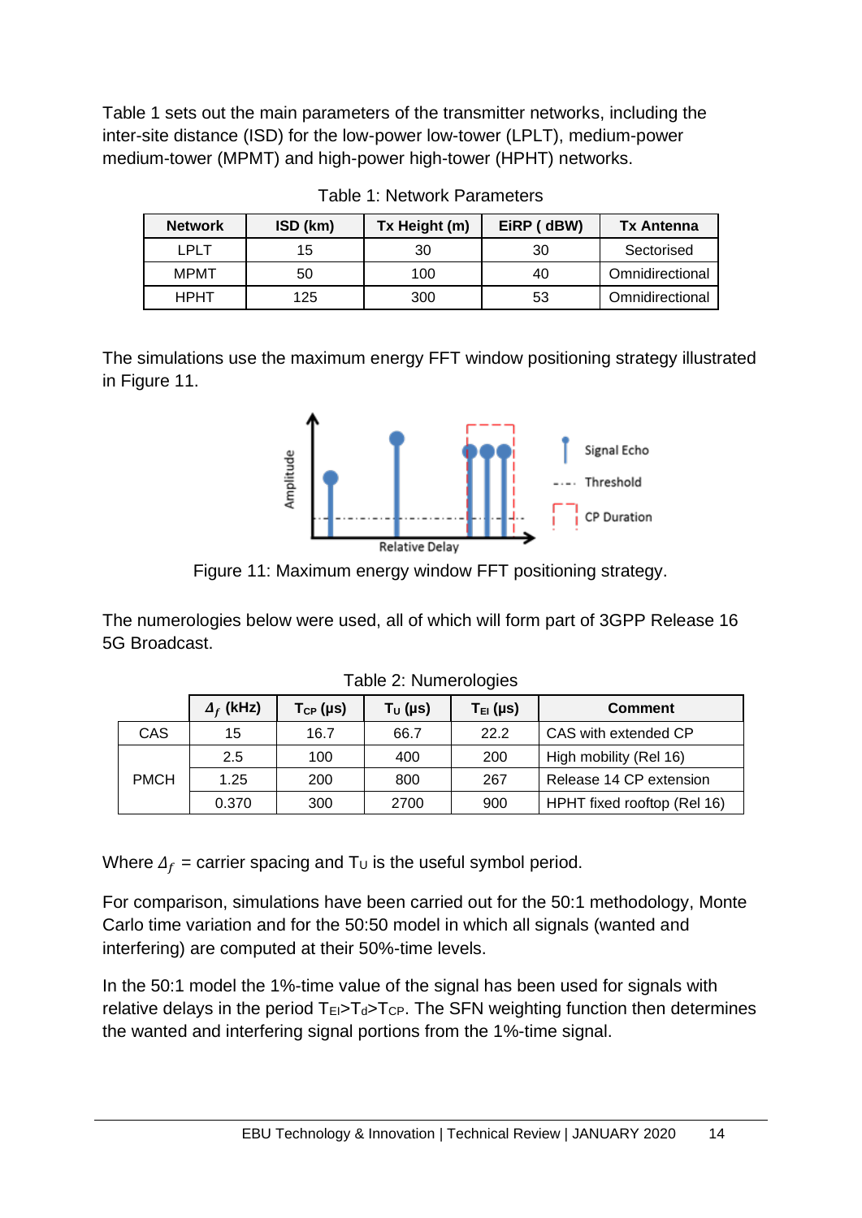Table 1 sets out the main parameters of the transmitter networks, including the inter-site distance (ISD) for the low-power low-tower (LPLT), medium-power medium-tower (MPMT) and high-power high-tower (HPHT) networks.

Table 1: Network Parameters

| Network | ISD (km) | Tx Height (m) | EiRP ( dBW) | Tx Antenna |
|---|---|---|---|---|
| LPLT | 15 | 30 | 30 | Sectorised |
| MPMT | 50 | 100 | 40 | Omnidirectional |
| HPHT | 125 | 300 | 53 | Omnidirectional |

The simulations use the maximum energy FFT window positioning strategy illustrated in Figure 11.

Figure 11: Maximum energy window FFT positioning strategy.

The numerologies below were used, all of which will form part of 3GPP Release 16 5G Broadcast.

Table 2: Numerologies

| | $\Delta_f$ (kHz) | $T_{CP}$ (µs) | $T_U$ (µs) | $T_{EI}$ (µs) | Comment |
|---|---|---|---|---|---|
| CAS | 15 | 16.7 | 66.7 | 22.2 | CAS with extended CP |
| PMCH | 2.5 | 100 | 400 | 200 | High mobility (Rel 16) |
| | 1.25 | 200 | 800 | 267 | Release 14 CP extension |
| | 0.370 | 300 | 2700 | 900 | HPHT fixed rooftop (Rel 16) |

Where $\Delta_f$ = carrier spacing and $T_U$ is the useful symbol period.

For comparison, simulations have been carried out for the 50:1 methodology, Monte Carlo time variation and for the 50:50 model in which all signals (wanted and interfering) are computed at their 50%-time levels.

In the 50:1 model the 1%-time value of the signal has been used for signals with relative delays in the period $T_{EI}>T_d>T_{CP}$. The SFN weighting function then determines the wanted and interfering signal portions from the 1%-time signal.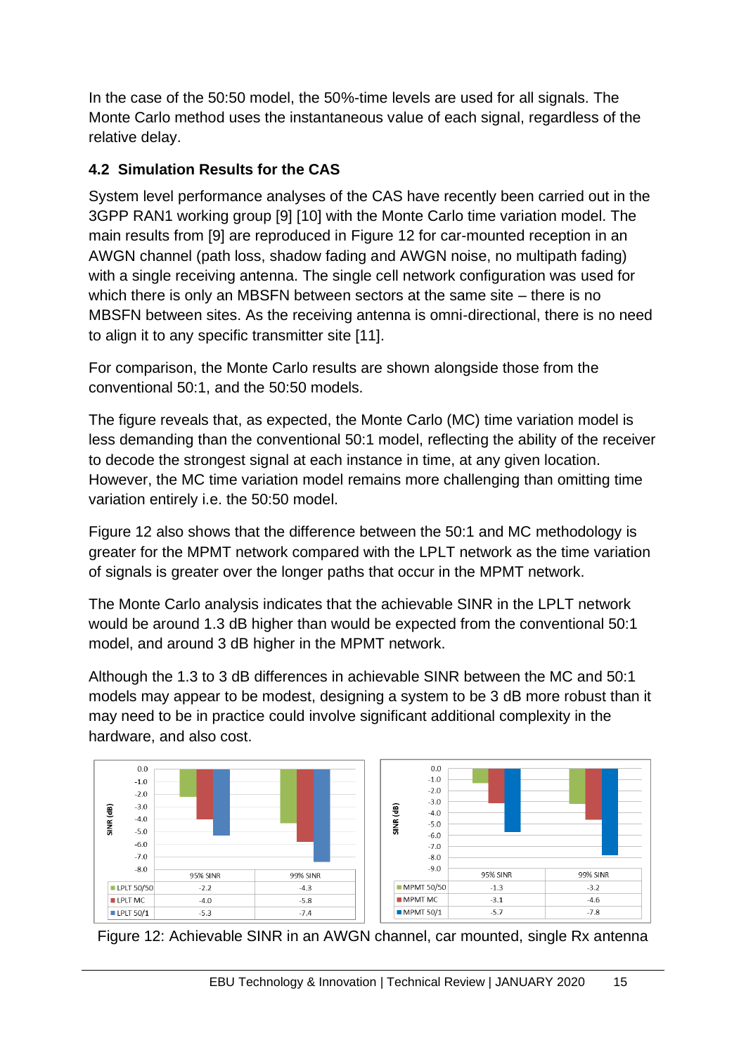In the case of the 50:50 model, the 50%-time levels are used for all signals. The Monte Carlo method uses the instantaneous value of each signal, regardless of the relative delay.

### 4.2 Simulation Results for the CAS

System level performance analyses of the CAS have recently been carried out in the 3GPP RAN1 working group [9] [10] with the Monte Carlo time variation model. The main results from [9] are reproduced in Figure 12 for car-mounted reception in an AWGN channel (path loss, shadow fading and AWGN noise, no multipath fading) with a single receiving antenna. The single cell network configuration was used for which there is only an MBSFN between sectors at the same site – there is no MBSFN between sites. As the receiving antenna is omni-directional, there is no need to align it to any specific transmitter site [11].

For comparison, the Monte Carlo results are shown alongside those from the conventional 50:1, and the 50:50 models.

The figure reveals that, as expected, the Monte Carlo (MC) time variation model is less demanding than the conventional 50:1 model, reflecting the ability of the receiver to decode the strongest signal at each instance in time, at any given location. However, the MC time variation model remains more challenging than omitting time variation entirely i.e. the 50:50 model.

Figure 12 also shows that the difference between the 50:1 and MC methodology is greater for the MPMT network compared with the LPLT network as the time variation of signals is greater over the longer paths that occur in the MPMT network.

The Monte Carlo analysis indicates that the achievable SINR in the LPLT network would be around 1.3 dB higher than would be expected from the conventional 50:1 model, and around 3 dB higher in the MPMT network.

Although the 1.3 to 3 dB differences in achievable SINR between the MC and 50:1 models may appear to be modest, designing a system to be 3 dB more robust than it may need to be in practice could involve significant additional complexity in the hardware, and also cost.

| SINR (dB) | 95% SINR | 99% SINR |
|---|---|---|
| LPLT 50/50 | -2.2 | -4.3 |
| LPLT MC | -4.0 | -5.8 |
| LPLT 50/1 | -5.3 | -7.4 |

| SINR (dB) | 95% SINR | 99% SINR |
|---|---|---|
| MPMT 50/50 | -1.3 | -3.2 |
| MPMT MC | -3.1 | -4.6 |
| MPMT 50/1 | -5.7 | -7.8 |

Figure 12: Achievable SINR in an AWGN channel, car mounted, single Rx antenna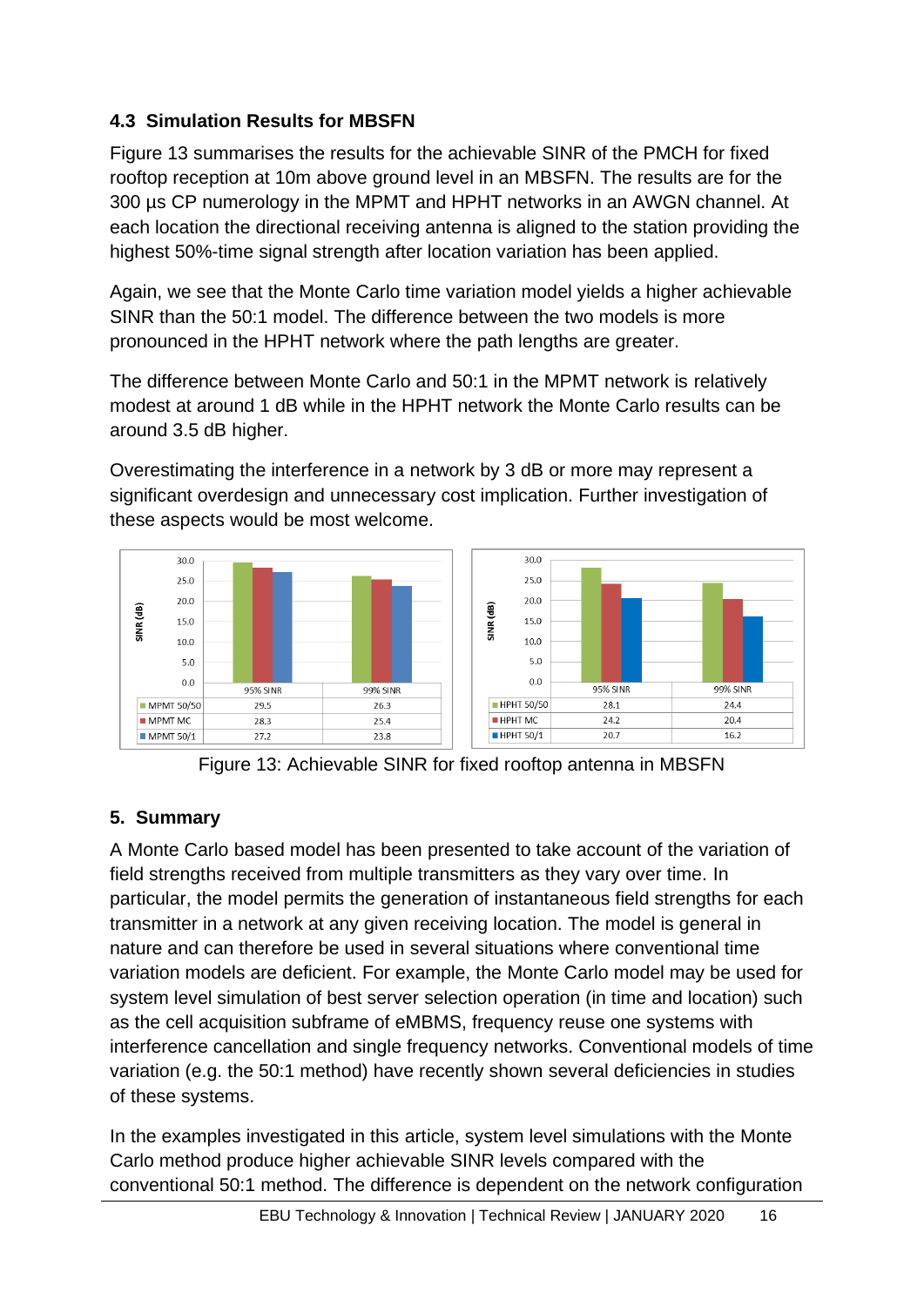### 4.3 Simulation Results for MBSFN

Figure 13 summarises the results for the achievable SINR of the PMCH for fixed rooftop reception at 10m above ground level in an MBSFN. The results are for the 300 µs CP numerology in the MPMT and HPHT networks in an AWGN channel. At each location the directional receiving antenna is aligned to the station providing the highest 50%-time signal strength after location variation has been applied.

Again, we see that the Monte Carlo time variation model yields a higher achievable SINR than the 50:1 model. The difference between the two models is more pronounced in the HPHT network where the path lengths are greater.

The difference between Monte Carlo and 50:1 in the MPMT network is relatively modest at around 1 dB while in the HPHT network the Monte Carlo results can be around 3.5 dB higher.

Overestimating the interference in a network by 3 dB or more may represent a significant overdesign and unnecessary cost implication. Further investigation of these aspects would be most welcome.

| | 95% SINR | 99% SINR |
|---|---|---|
| MPMT 50/50 | 29.5 | 26.3 |
| MPMT MC | 28.3 | 25.4 |
| MPMT 50/1 | 27.2 | 23.8 |

| | 95% SINR | 99% SINR |
|---|---|---|
| HPHT 50/50 | 28.1 | 24.4 |
| HPHT MC | 24.2 | 20.4 |
| HPHT 50/1 | 20.7 | 16.2 |

Figure 13: Achievable SINR for fixed rooftop antenna in MBSFN

## 5. Summary

A Monte Carlo based model has been presented to take account of the variation of field strengths received from multiple transmitters as they vary over time. In particular, the model permits the generation of instantaneous field strengths for each transmitter in a network at any given receiving location. The model is general in nature and can therefore be used in several situations where conventional time variation models are deficient. For example, the Monte Carlo model may be used for system level simulation of best server selection operation (in time and location) such as the cell acquisition subframe of eMBMS, frequency reuse one systems with interference cancellation and single frequency networks. Conventional models of time variation (e.g. the 50:1 method) have recently shown several deficiencies in studies of these systems.

In the examples investigated in this article, system level simulations with the Monte Carlo method produce higher achievable SINR levels compared with the conventional 50:1 method. The difference is dependent on the network configuration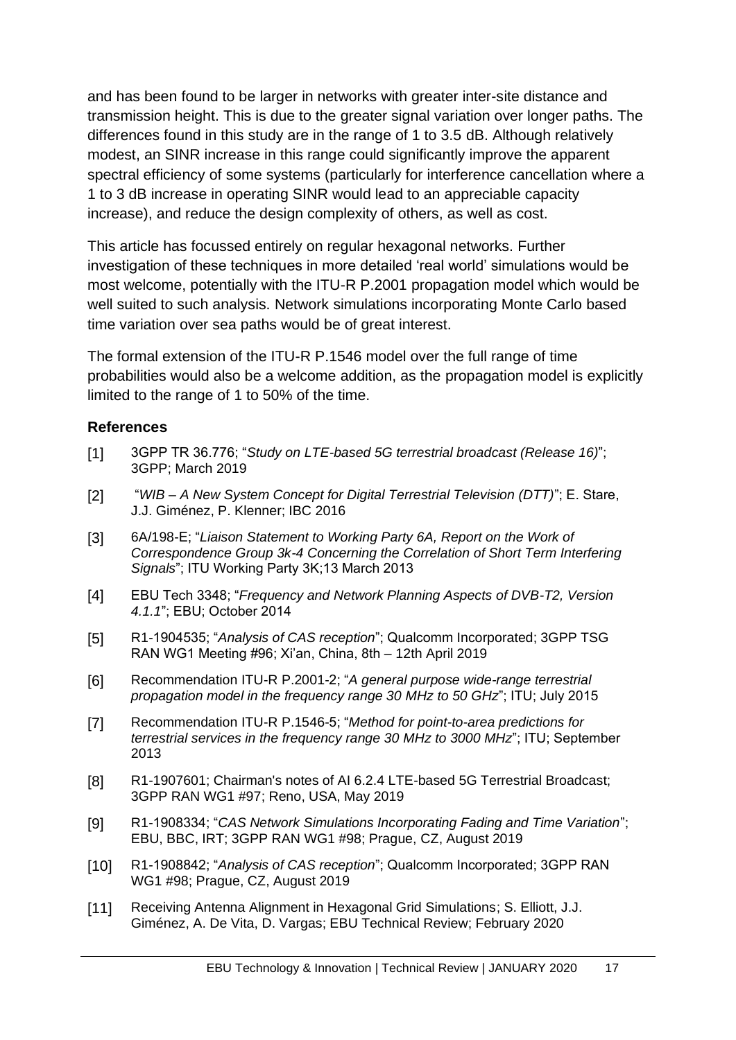and has been found to be larger in networks with greater inter-site distance and transmission height. This is due to the greater signal variation over longer paths. The differences found in this study are in the range of 1 to 3.5 dB. Although relatively modest, an SINR increase in this range could significantly improve the apparent spectral efficiency of some systems (particularly for interference cancellation where a 1 to 3 dB increase in operating SINR would lead to an appreciable capacity increase), and reduce the design complexity of others, as well as cost.

This article has focussed entirely on regular hexagonal networks. Further investigation of these techniques in more detailed 'real world' simulations would be most welcome, potentially with the ITU-R P.2001 propagation model which would be well suited to such analysis. Network simulations incorporating Monte Carlo based time variation over sea paths would be of great interest.

The formal extension of the ITU-R P.1546 model over the full range of time probabilities would also be a welcome addition, as the propagation model is explicitly limited to the range of 1 to 50% of the time.

### References

[1] 3GPP TR 36.776; "*Study on LTE-based 5G terrestrial broadcast (Release 16)*"; 3GPP; March 2019

[2] "*WIB – A New System Concept for Digital Terrestrial Television (DTT)*"; E. Stare, J.J. Giménez, P. Klenner; IBC 2016

[3] 6A/198-E; "*Liaison Statement to Working Party 6A, Report on the Work of Correspondence Group 3k-4 Concerning the Correlation of Short Term Interfering Signals*"; ITU Working Party 3K;13 March 2013

[4] EBU Tech 3348; "*Frequency and Network Planning Aspects of DVB-T2, Version 4.1.1*"; EBU; October 2014

[5] R1-1904535; "*Analysis of CAS reception*"; Qualcomm Incorporated; 3GPP TSG RAN WG1 Meeting #96; Xi'an, China, 8th – 12th April 2019

[6] Recommendation ITU-R P.2001-2; "*A general purpose wide-range terrestrial propagation model in the frequency range 30 MHz to 50 GHz*"; ITU; July 2015

[7] Recommendation ITU-R P.1546-5; "*Method for point-to-area predictions for terrestrial services in the frequency range 30 MHz to 3000 MHz*"; ITU; September 2013

[8] R1-1907601; Chairman's notes of AI 6.2.4 LTE-based 5G Terrestrial Broadcast; 3GPP RAN WG1 #97; Reno, USA, May 2019

[9] R1-1908334; "*CAS Network Simulations Incorporating Fading and Time Variation*"; EBU, BBC, IRT; 3GPP RAN WG1 #98; Prague, CZ, August 2019

[10] R1-1908842; "*Analysis of CAS reception*"; Qualcomm Incorporated; 3GPP RAN WG1 #98; Prague, CZ, August 2019

[11] Receiving Antenna Alignment in Hexagonal Grid Simulations; S. Elliott, J.J. Giménez, A. De Vita, D. Vargas; EBU Technical Review; February 2020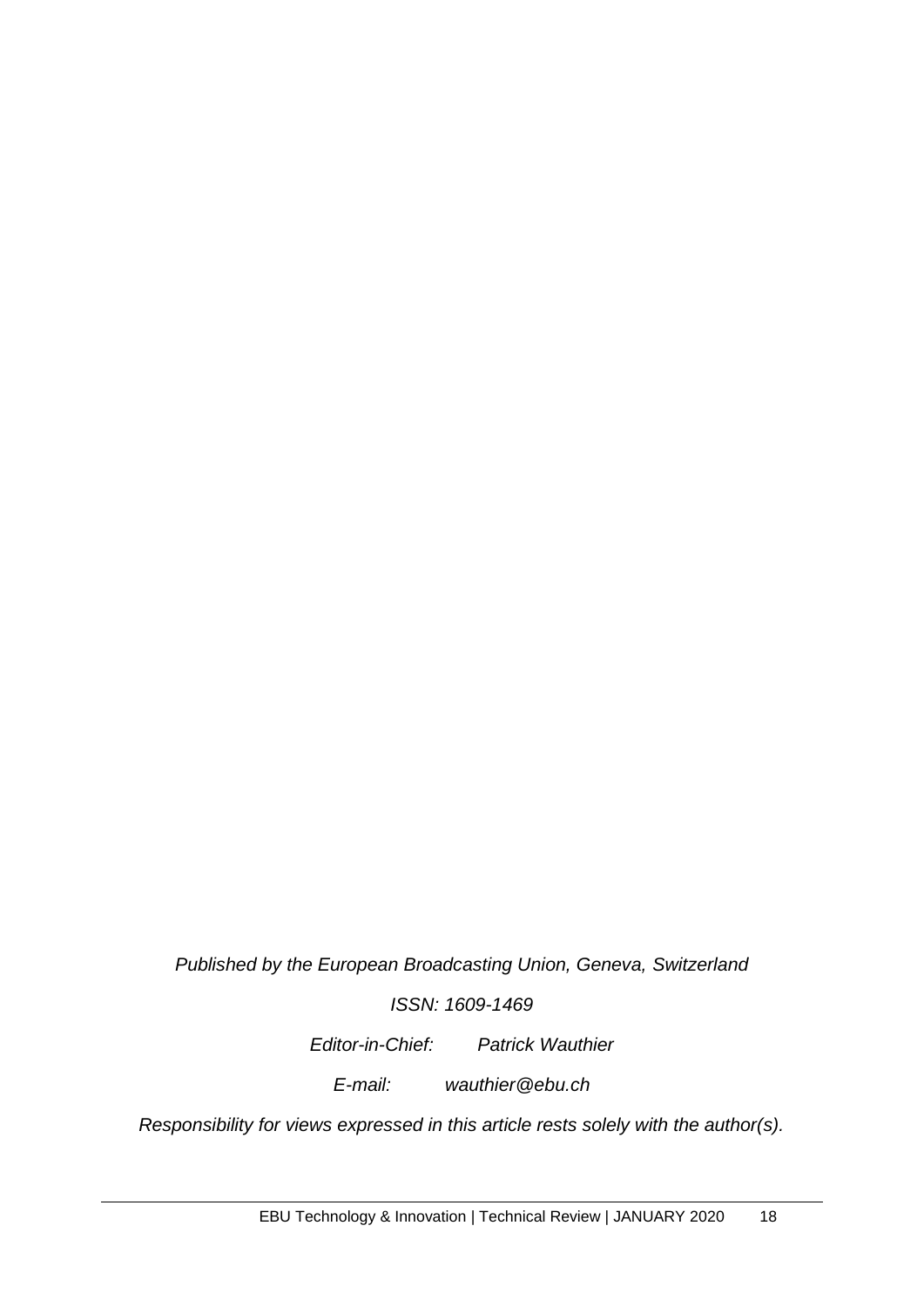*Published by the European Broadcasting Union, Geneva, Switzerland*

*ISSN: 1609-1469*

*Editor-in-Chief: Patrick Wauthier*

*E-mail: wauthier@ebu.ch*

*Responsibility for views expressed in this article rests solely with the author(s).*